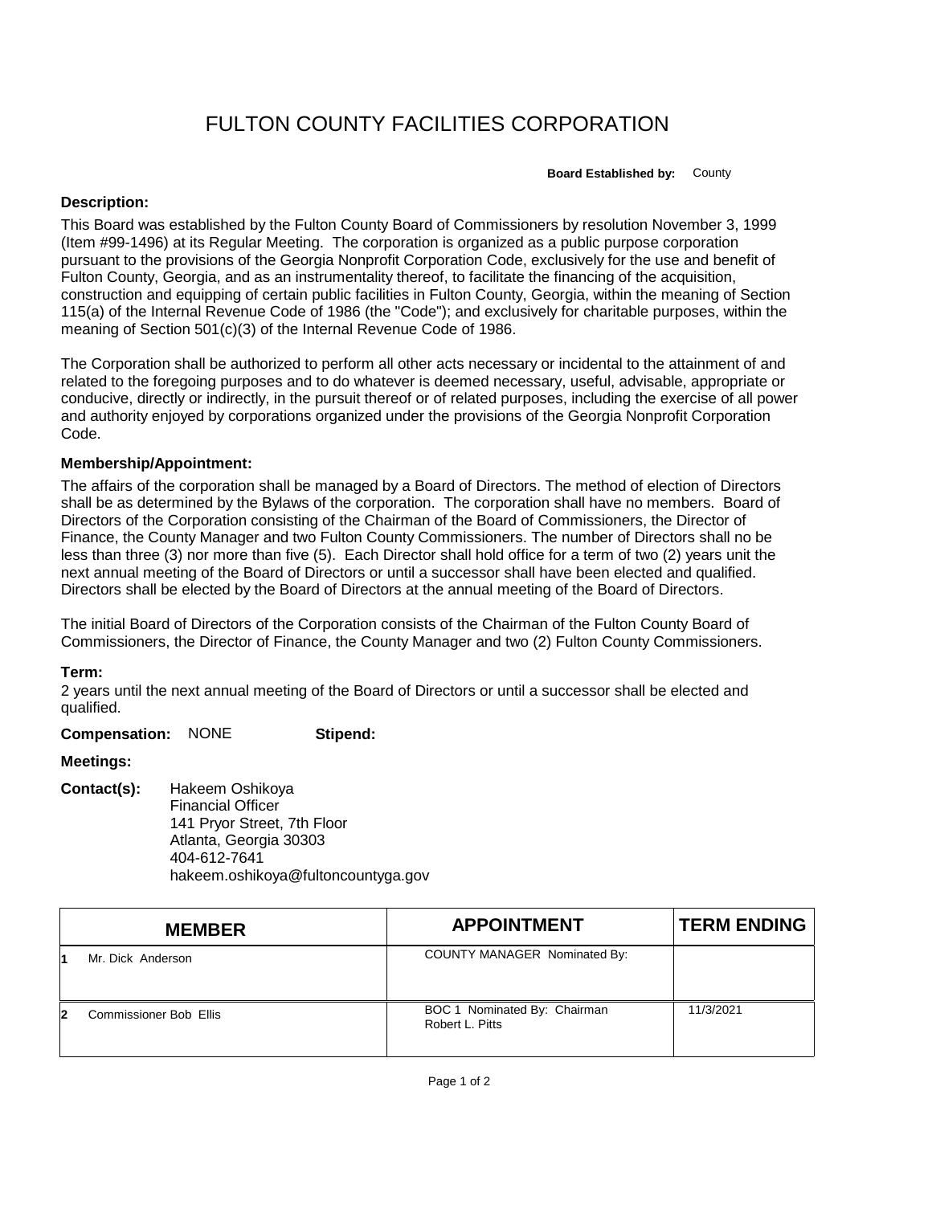# FULTON COUNTY FACILITIES CORPORATION

**Board Established by:** County

**Description:**

This Board was established by the Fulton County Board of Commissioners by resolution November 3, 1999 (Item #99-1496) at its Regular Meeting. The corporation is organized as a public purpose corporation pursuant to the provisions of the Georgia Nonprofit Corporation Code, exclusively for the use and benefit of Fulton County, Georgia, and as an instrumentality thereof, to facilitate the financing of the acquisition, construction and equipping of certain public facilities in Fulton County, Georgia, within the meaning of Section 115(a) of the Internal Revenue Code of 1986 (the "Code"); and exclusively for charitable purposes, within the meaning of Section 501(c)(3) of the Internal Revenue Code of 1986.

The Corporation shall be authorized to perform all other acts necessary or incidental to the attainment of and related to the foregoing purposes and to do whatever is deemed necessary, useful, advisable, appropriate or conducive, directly or indirectly, in the pursuit thereof or of related purposes, including the exercise of all power and authority enjoyed by corporations organized under the provisions of the Georgia Nonprofit Corporation Code.

**Membership/Appointment:**

The affairs of the corporation shall be managed by a Board of Directors. The method of election of Directors shall be as determined by the Bylaws of the corporation. The corporation shall have no members. Board of Directors of the Corporation consisting of the Chairman of the Board of Commissioners, the Director of Finance, the County Manager and two Fulton County Commissioners. The number of Directors shall no be less than three (3) nor more than five (5). Each Director shall hold office for a term of two (2) years unit the next annual meeting of the Board of Directors or until a successor shall have been elected and qualified. Directors shall be elected by the Board of Directors at the annual meeting of the Board of Directors.

The initial Board of Directors of the Corporation consists of the Chairman of the Fulton County Board of Commissioners, the Director of Finance, the County Manager and two (2) Fulton County Commissioners.

**Term:**
2 years until the next annual meeting of the Board of Directors or until a successor shall be elected and qualified.

**Compensation:** NONE **Stipend:**

**Meetings:**

**Contact(s):** Hakeem Oshikoya
Financial Officer
141 Pryor Street, 7th Floor
Atlanta, Georgia 30303
404-612-7641
hakeem.oshikoya@fultoncountyga.gov

| | MEMBER | APPOINTMENT | TERM ENDING |
|---|---|---|---|
| 1 | Mr. Dick Anderson | COUNTY MANAGER Nominated By: | |
| 2 | Commissioner Bob Ellis | BOC 1 Nominated By: Chairman Robert L. Pitts | 11/3/2021 |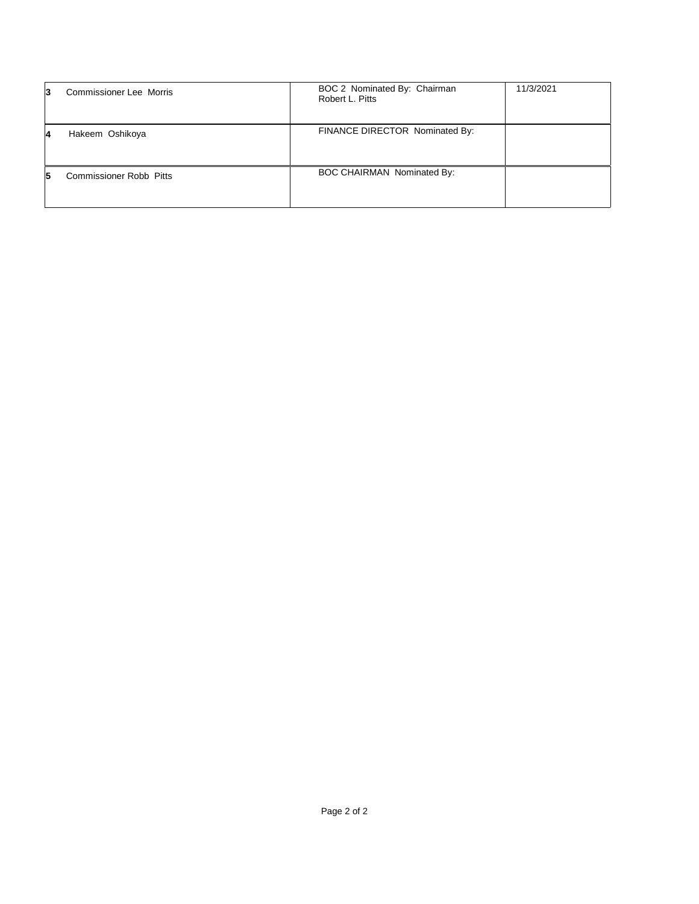| | | | |
|---|---|---|---|
| 3 | Commissioner Lee Morris | BOC 2 Nominated By: Chairman Robert L. Pitts | 11/3/2021 |
| 4 | Hakeem Oshikoya | FINANCE DIRECTOR Nominated By: | |
| 5 | Commissioner Robb Pitts | BOC CHAIRMAN Nominated By: | |